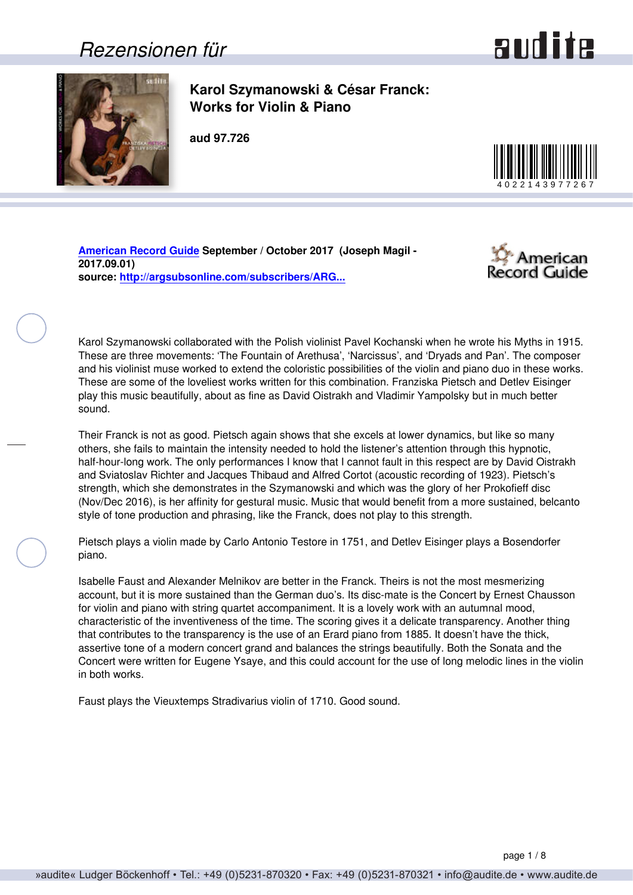# Rezensionen für

## Karol Szymanowski & César Franck: Works for Violin & Piano

**aud 97.726**

4022143977267

**[American Record Guide](http://argsubsonline.com/subscribers/ARG...) September / October 2017 (Joseph Magil - 2017.09.01)**
**source: [http://argsubsonline.com/subscribers/ARG...](http://argsubsonline.com/subscribers/ARG...)**

Karol Szymanowski collaborated with the Polish violinist Pavel Kochanski when he wrote his Myths in 1915. These are three movements: 'The Fountain of Arethusa', 'Narcissus', and 'Dryads and Pan'. The composer and his violinist muse worked to extend the coloristic possibilities of the violin and piano duo in these works. These are some of the loveliest works written for this combination. Franziska Pietsch and Detlev Eisinger play this music beautifully, about as fine as David Oistrakh and Vladimir Yampolsky but in much better sound.

Their Franck is not as good. Pietsch again shows that she excels at lower dynamics, but like so many others, she fails to maintain the intensity needed to hold the listener's attention through this hypnotic, half-hour-long work. The only performances I know that I cannot fault in this respect are by David Oistrakh and Sviatoslav Richter and Jacques Thibaud and Alfred Cortot (acoustic recording of 1923). Pietsch's strength, which she demonstrates in the Szymanowski and which was the glory of her Prokofieff disc (Nov/Dec 2016), is her affinity for gestural music. Music that would benefit from a more sustained, belcanto style of tone production and phrasing, like the Franck, does not play to this strength.

Pietsch plays a violin made by Carlo Antonio Testore in 1751, and Detlev Eisinger plays a Bosendorfer piano.

Isabelle Faust and Alexander Melnikov are better in the Franck. Theirs is not the most mesmerizing account, but it is more sustained than the German duo's. Its disc-mate is the Concert by Ernest Chausson for violin and piano with string quartet accompaniment. It is a lovely work with an autumnal mood, characteristic of the inventiveness of the time. The scoring gives it a delicate transparency. Another thing that contributes to the transparency is the use of an Erard piano from 1885. It doesn't have the thick, assertive tone of a modern concert grand and balances the strings beautifully. Both the Sonata and the Concert were written for Eugene Ysaye, and this could account for the use of long melodic lines in the violin in both works.

Faust plays the Vieuxtemps Stradivarius violin of 1710. Good sound.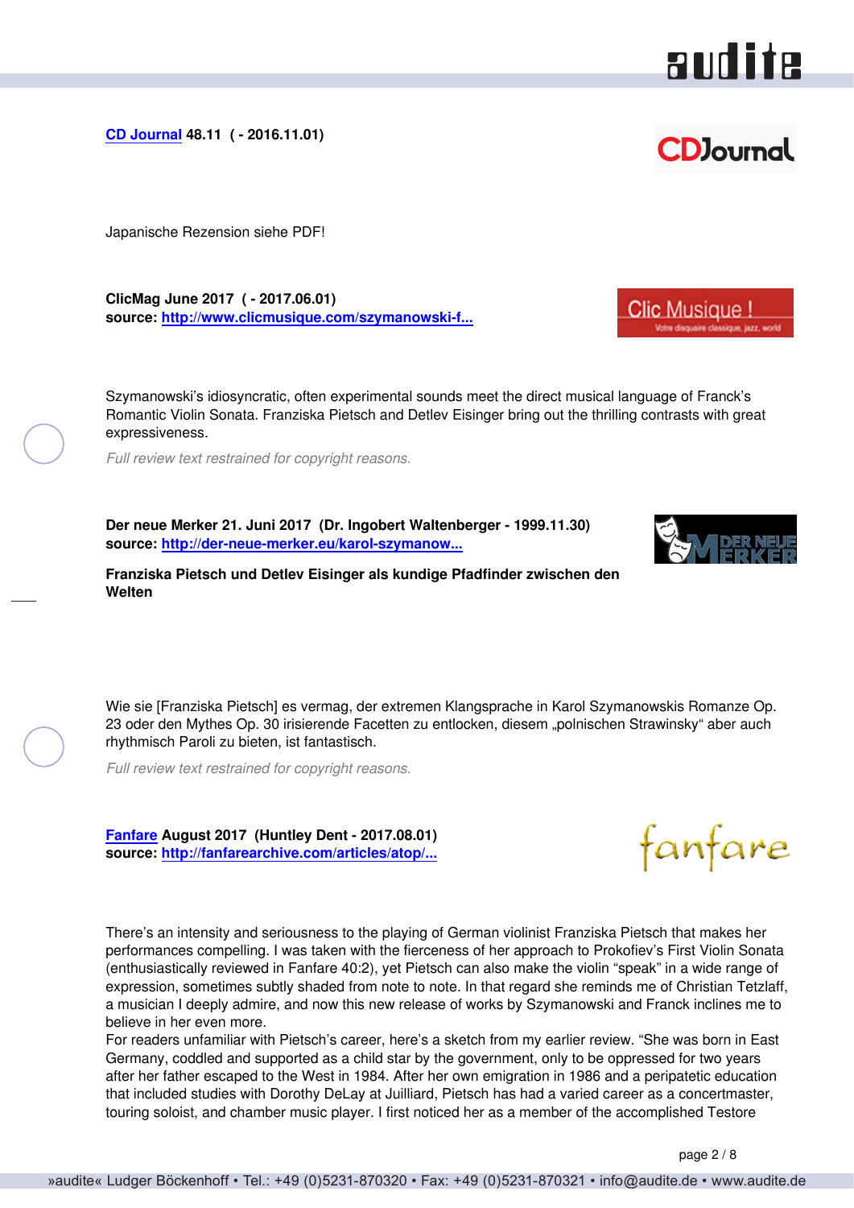**CD Journal 48.11 ( - 2016.11.01)**

Japanische Rezension siehe PDF!

**ClicMag June 2017 ( - 2017.06.01)**
**source: http://www.clicmusique.com/szymanowski-f...**

Szymanowski's idiosyncratic, often experimental sounds meet the direct musical language of Franck's Romantic Violin Sonata. Franziska Pietsch and Detlev Eisinger bring out the thrilling contrasts with great expressiveness.

*Full review text restrained for copyright reasons.*

**Der neue Merker 21. Juni 2017 (Dr. Ingobert Waltenberger - 1999.11.30)**
**source: http://der-neue-merker.eu/karol-szymanow...**

**Franziska Pietsch und Detlev Eisinger als kundige Pfadfinder zwischen den Welten**

Wie sie [Franziska Pietsch] es vermag, der extremen Klangsprache in Karol Szymanowskis Romanze Op. 23 oder den Mythes Op. 30 irisierende Facetten zu entlocken, diesem „polnischen Strawinsky" aber auch rhythmisch Paroli zu bieten, ist fantastisch.

*Full review text restrained for copyright reasons.*

**Fanfare August 2017 (Huntley Dent - 2017.08.01)**
**source: http://fanfarearchive.com/articles/atop/...**

There's an intensity and seriousness to the playing of German violinist Franziska Pietsch that makes her performances compelling. I was taken with the fierceness of her approach to Prokofiev's First Violin Sonata (enthusiastically reviewed in Fanfare 40:2), yet Pietsch can also make the violin "speak" in a wide range of expression, sometimes subtly shaded from note to note. In that regard she reminds me of Christian Tetzlaff, a musician I deeply admire, and now this new release of works by Szymanowski and Franck inclines me to believe in her even more.
For readers unfamiliar with Pietsch's career, here's a sketch from my earlier review. "She was born in East Germany, coddled and supported as a child star by the government, only to be oppressed for two years after her father escaped to the West in 1984. After her own emigration in 1986 and a peripatetic education that included studies with Dorothy DeLay at Juilliard, Pietsch has had a varied career as a concertmaster, touring soloist, and chamber music player. I first noticed her as a member of the accomplished Testore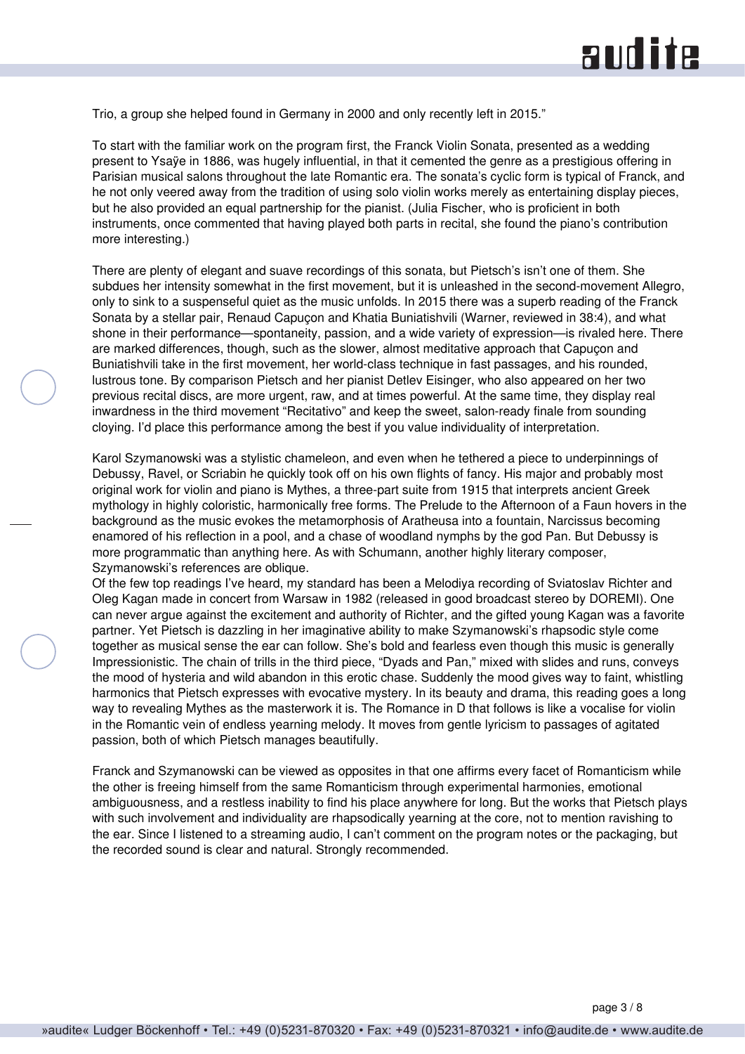Trio, a group she helped found in Germany in 2000 and only recently left in 2015."

To start with the familiar work on the program first, the Franck Violin Sonata, presented as a wedding present to Ysaÿe in 1886, was hugely influential, in that it cemented the genre as a prestigious offering in Parisian musical salons throughout the late Romantic era. The sonata's cyclic form is typical of Franck, and he not only veered away from the tradition of using solo violin works merely as entertaining display pieces, but he also provided an equal partnership for the pianist. (Julia Fischer, who is proficient in both instruments, once commented that having played both parts in recital, she found the piano's contribution more interesting.)

There are plenty of elegant and suave recordings of this sonata, but Pietsch's isn't one of them. She subdues her intensity somewhat in the first movement, but it is unleashed in the second-movement Allegro, only to sink to a suspenseful quiet as the music unfolds. In 2015 there was a superb reading of the Franck Sonata by a stellar pair, Renaud Capuçon and Khatia Buniatishvili (Warner, reviewed in 38:4), and what shone in their performance—spontaneity, passion, and a wide variety of expression—is rivaled here. There are marked differences, though, such as the slower, almost meditative approach that Capuçon and Buniatishvili take in the first movement, her world-class technique in fast passages, and his rounded, lustrous tone. By comparison Pietsch and her pianist Detlev Eisinger, who also appeared on her two previous recital discs, are more urgent, raw, and at times powerful. At the same time, they display real inwardness in the third movement "Recitativo" and keep the sweet, salon-ready finale from sounding cloying. I'd place this performance among the best if you value individuality of interpretation.

Karol Szymanowski was a stylistic chameleon, and even when he tethered a piece to underpinnings of Debussy, Ravel, or Scriabin he quickly took off on his own flights of fancy. His major and probably most original work for violin and piano is Mythes, a three-part suite from 1915 that interprets ancient Greek mythology in highly coloristic, harmonically free forms. The Prelude to the Afternoon of a Faun hovers in the background as the music evokes the metamorphosis of Aratheusa into a fountain, Narcissus becoming enamored of his reflection in a pool, and a chase of woodland nymphs by the god Pan. But Debussy is more programmatic than anything here. As with Schumann, another highly literary composer, Szymanowski's references are oblique.

Of the few top readings I've heard, my standard has been a Melodiya recording of Sviatoslav Richter and Oleg Kagan made in concert from Warsaw in 1982 (released in good broadcast stereo by DOREMI). One can never argue against the excitement and authority of Richter, and the gifted young Kagan was a favorite partner. Yet Pietsch is dazzling in her imaginative ability to make Szymanowski's rhapsodic style come together as musical sense the ear can follow. She's bold and fearless even though this music is generally Impressionistic. The chain of trills in the third piece, "Dyads and Pan," mixed with slides and runs, conveys the mood of hysteria and wild abandon in this erotic chase. Suddenly the mood gives way to faint, whistling harmonics that Pietsch expresses with evocative mystery. In its beauty and drama, this reading goes a long way to revealing Mythes as the masterwork it is. The Romance in D that follows is like a vocalise for violin in the Romantic vein of endless yearning melody. It moves from gentle lyricism to passages of agitated passion, both of which Pietsch manages beautifully.

Franck and Szymanowski can be viewed as opposites in that one affirms every facet of Romanticism while the other is freeing himself from the same Romanticism through experimental harmonies, emotional ambiguousness, and a restless inability to find his place anywhere for long. But the works that Pietsch plays with such involvement and individuality are rhapsodically yearning at the core, not to mention ravishing to the ear. Since I listened to a streaming audio, I can't comment on the program notes or the packaging, but the recorded sound is clear and natural. Strongly recommended.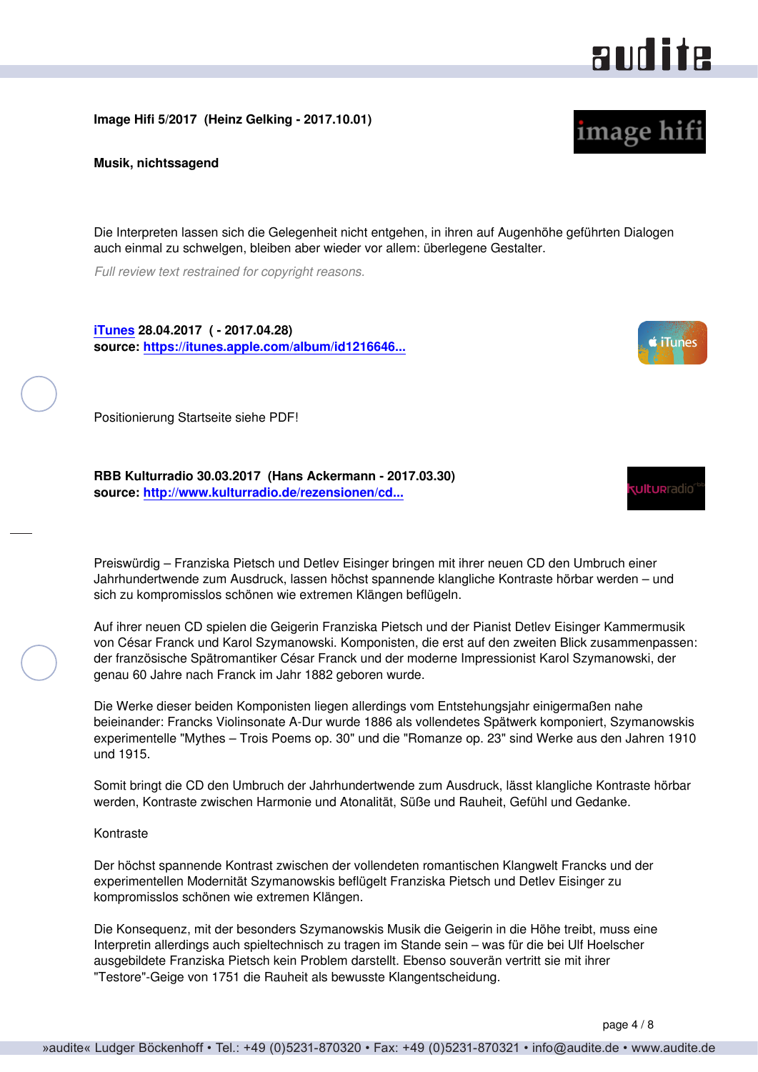**Image Hifi 5/2017 (Heinz Gelking - 2017.10.01)**

**Musik, nichtssagend**

Die Interpreten lassen sich die Gelegenheit nicht entgehen, in ihren auf Augenhöhe geführten Dialogen auch einmal zu schwelgen, bleiben aber wieder vor allem: überlegene Gestalter.

*Full review text restrained for copyright reasons.*

**[iTunes](https://itunes.apple.com/album/id1216646...) 28.04.2017 ( - 2017.04.28)**
**source: [https://itunes.apple.com/album/id1216646...](https://itunes.apple.com/album/id1216646...)**

Positionierung Startseite siehe PDF!

**RBB Kulturradio 30.03.2017 (Hans Ackermann - 2017.03.30)**
**source: [http://www.kulturradio.de/rezensionen/cd...](http://www.kulturradio.de/rezensionen/cd...)**

Preiswürdig – Franziska Pietsch und Detlev Eisinger bringen mit ihrer neuen CD den Umbruch einer Jahrhundertwende zum Ausdruck, lassen höchst spannende klangliche Kontraste hörbar werden – und sich zu kompromisslos schönen wie extremen Klängen beflügeln.

Auf ihrer neuen CD spielen die Geigerin Franziska Pietsch und der Pianist Detlev Eisinger Kammermusik von César Franck und Karol Szymanowski. Komponisten, die erst auf den zweiten Blick zusammenpassen: der französische Spätromantiker César Franck und der moderne Impressionist Karol Szymanowski, der genau 60 Jahre nach Franck im Jahr 1882 geboren wurde.

Die Werke dieser beiden Komponisten liegen allerdings vom Entstehungsjahr einigermaßen nahe beieinander: Francks Violinsonate A-Dur wurde 1886 als vollendetes Spätwerk komponiert, Szymanowskis experimentelle "Mythes – Trois Poems op. 30" und die "Romanze op. 23" sind Werke aus den Jahren 1910 und 1915.

Somit bringt die CD den Umbruch der Jahrhundertwende zum Ausdruck, lässt klangliche Kontraste hörbar werden, Kontraste zwischen Harmonie und Atonalität, Süße und Rauheit, Gefühl und Gedanke.

Kontraste

Der höchst spannende Kontrast zwischen der vollendeten romantischen Klangwelt Francks und der experimentellen Modernität Szymanowskis beflügelt Franziska Pietsch und Detlev Eisinger zu kompromisslos schönen wie extremen Klängen.

Die Konsequenz, mit der besonders Szymanowskis Musik die Geigerin in die Höhe treibt, muss eine Interpretin allerdings auch spieltechnisch zu tragen im Stande sein – was für die bei Ulf Hoelscher ausgebildete Franziska Pietsch kein Problem darstellt. Ebenso souverän vertritt sie mit ihrer "Testore"-Geige von 1751 die Rauheit als bewusste Klangentscheidung.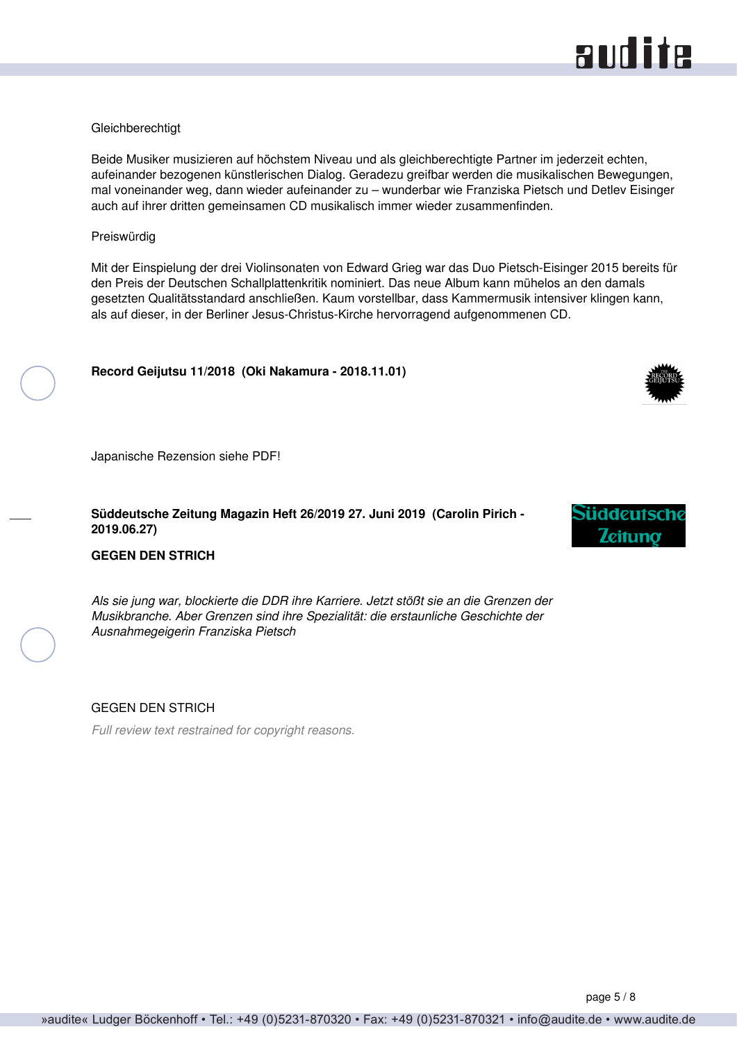Gleichberechtigt

Beide Musiker musizieren auf höchstem Niveau und als gleichberechtigte Partner im jederzeit echten, aufeinander bezogenen künstlerischen Dialog. Geradezu greifbar werden die musikalischen Bewegungen, mal voneinander weg, dann wieder aufeinander zu – wunderbar wie Franziska Pietsch und Detlev Eisinger auch auf ihrer dritten gemeinsamen CD musikalisch immer wieder zusammenfinden.

Preiswürdig

Mit der Einspielung der drei Violinsonaten von Edward Grieg war das Duo Pietsch-Eisinger 2015 bereits für den Preis der Deutschen Schallplattenkritik nominiert. Das neue Album kann mühelos an den damals gesetzten Qualitätsstandard anschließen. Kaum vorstellbar, dass Kammermusik intensiver klingen kann, als auf dieser, in der Berliner Jesus-Christus-Kirche hervorragend aufgenommenen CD.

**Record Geijutsu 11/2018 (Oki Nakamura - 2018.11.01)**

Japanische Rezension siehe PDF!

**Süddeutsche Zeitung Magazin Heft 26/2019 27. Juni 2019 (Carolin Pirich - 2019.06.27)**

**GEGEN DEN STRICH**

*Als sie jung war, blockierte die DDR ihre Karriere. Jetzt stößt sie an die Grenzen der Musikbranche. Aber Grenzen sind ihre Spezialität: die erstaunliche Geschichte der Ausnahmegeigerin Franziska Pietsch*

GEGEN DEN STRICH

*Full review text restrained for copyright reasons.*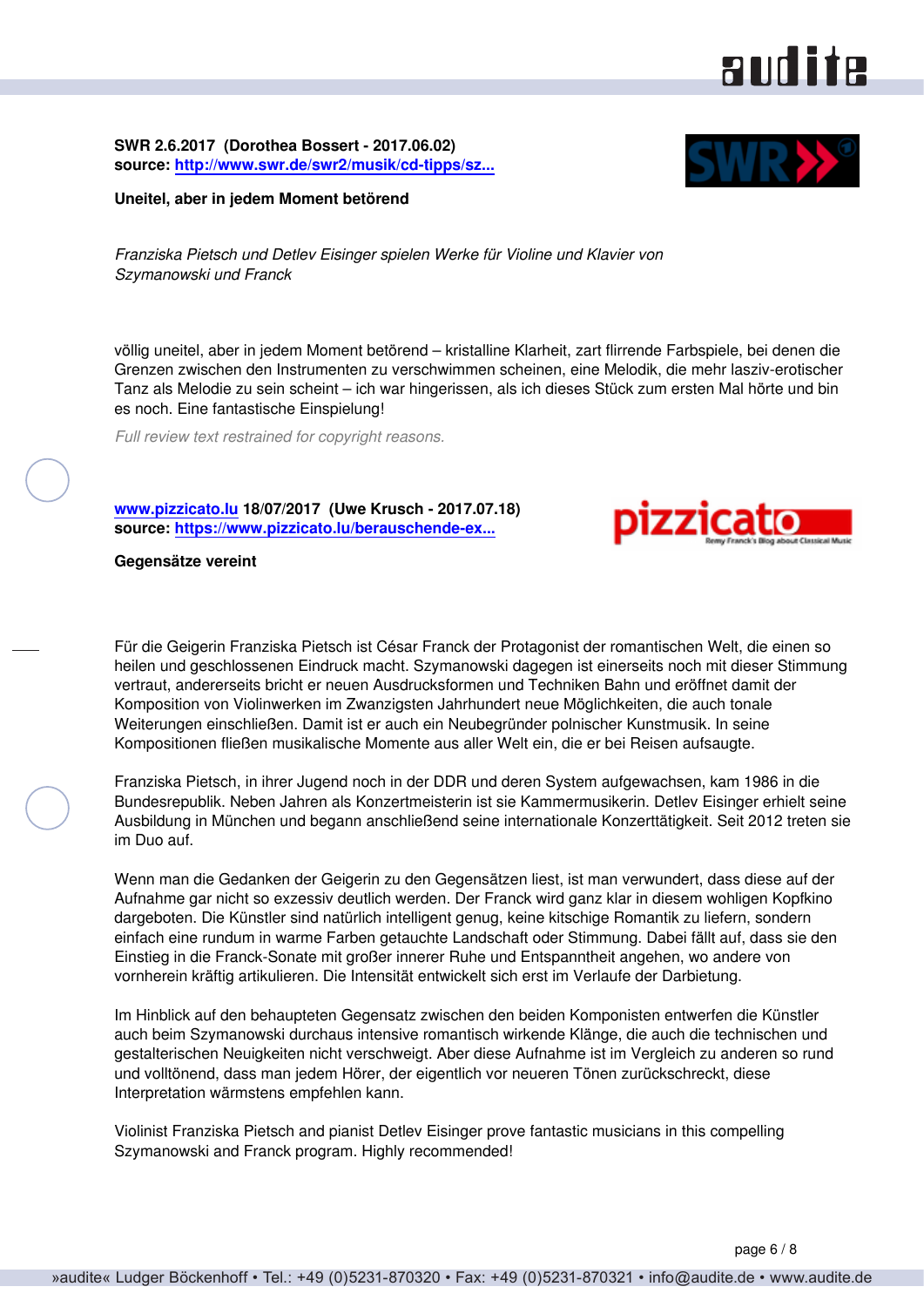**SWR 2.6.2017 (Dorothea Bossert - 2017.06.02)**
**source: [http://www.swr.de/swr2/musik/cd-tipps/sz...](http://www.swr.de/swr2/musik/cd-tipps/sz...)**

**Uneitel, aber in jedem Moment betörend**

*Franziska Pietsch und Detlev Eisinger spielen Werke für Violine und Klavier von Szymanowski und Franck*

völlig uneitel, aber in jedem Moment betörend – kristalline Klarheit, zart flirrende Farbspiele, bei denen die Grenzen zwischen den Instrumenten zu verschwimmen scheinen, eine Melodik, die mehr lasziv-erotischer Tanz als Melodie zu sein scheint – ich war hingerissen, als ich dieses Stück zum ersten Mal hörte und bin es noch. Eine fantastische Einspielung!

*Full review text restrained for copyright reasons.*

**[www.pizzicato.lu](http://www.pizzicato.lu) 18/07/2017 (Uwe Krusch - 2017.07.18)**
**source: [https://www.pizzicato.lu/berauschende-ex...](https://www.pizzicato.lu/berauschende-ex...)**

**Gegensätze vereint**

Für die Geigerin Franziska Pietsch ist César Franck der Protagonist der romantischen Welt, die einen so heilen und geschlossenen Eindruck macht. Szymanowski dagegen ist einerseits noch mit dieser Stimmung vertraut, andererseits bricht er neuen Ausdrucksformen und Techniken Bahn und eröffnet damit der Komposition von Violinwerken im Zwanzigsten Jahrhundert neue Möglichkeiten, die auch tonale Weiterungen einschließen. Damit ist er auch ein Neubegründer polnischer Kunstmusik. In seine Kompositionen fließen musikalische Momente aus aller Welt ein, die er bei Reisen aufsaugte.

Franziska Pietsch, in ihrer Jugend noch in der DDR und deren System aufgewachsen, kam 1986 in die Bundesrepublik. Neben Jahren als Konzertmeisterin ist sie Kammermusikerin. Detlev Eisinger erhielt seine Ausbildung in München und begann anschließend seine internationale Konzerttätigkeit. Seit 2012 treten sie im Duo auf.

Wenn man die Gedanken der Geigerin zu den Gegensätzen liest, ist man verwundert, dass diese auf der Aufnahme gar nicht so exzessiv deutlich werden. Der Franck wird ganz klar in diesem wohligen Kopfkino dargeboten. Die Künstler sind natürlich intelligent genug, keine kitschige Romantik zu liefern, sondern einfach eine rundum in warme Farben getauchte Landschaft oder Stimmung. Dabei fällt auf, dass sie den Einstieg in die Franck-Sonate mit großer innerer Ruhe und Entspanntheit angehen, wo andere von vornherein kräftig artikulieren. Die Intensität entwickelt sich erst im Verlaufe der Darbietung.

Im Hinblick auf den behaupteten Gegensatz zwischen den beiden Komponisten entwerfen die Künstler auch beim Szymanowski durchaus intensive romantisch wirkende Klänge, die auch die technischen und gestalterischen Neuigkeiten nicht verschweigt. Aber diese Aufnahme ist im Vergleich zu anderen so rund und volltönend, dass man jedem Hörer, der eigentlich vor neueren Tönen zurückschreckt, diese Interpretation wärmstens empfehlen kann.

Violinist Franziska Pietsch and pianist Detlev Eisinger prove fantastic musicians in this compelling Szymanowski and Franck program. Highly recommended!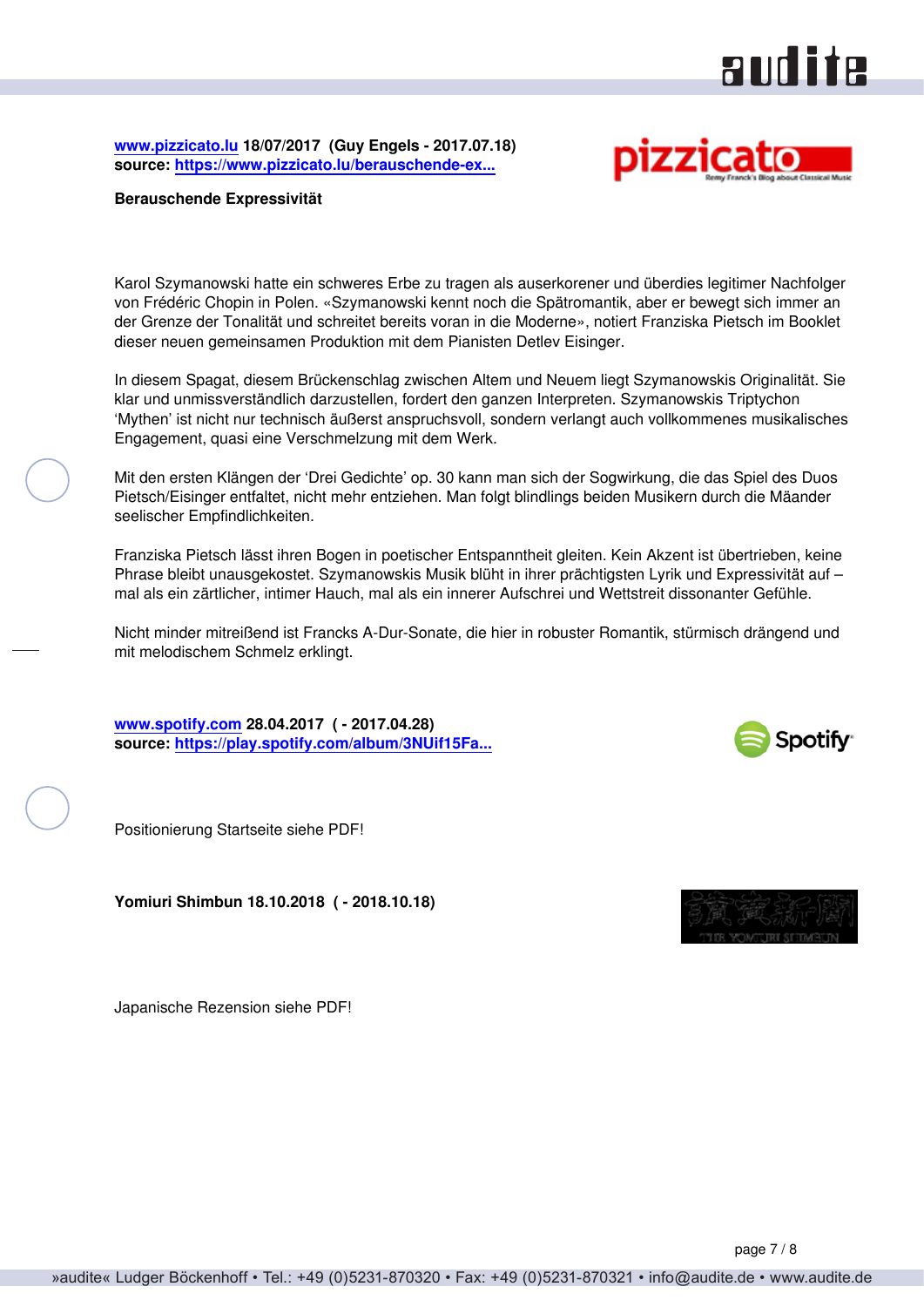**www.pizzicato.lu 18/07/2017 (Guy Engels - 2017.07.18)**
**source: https://www.pizzicato.lu/berauschende-ex...**

**Berauschende Expressivität**

Karol Szymanowski hatte ein schweres Erbe zu tragen als auserkorener und überdies legitimer Nachfolger von Frédéric Chopin in Polen. «Szymanowski kennt noch die Spätromantik, aber er bewegt sich immer an der Grenze der Tonalität und schreitet bereits voran in die Moderne», notiert Franziska Pietsch im Booklet dieser neuen gemeinsamen Produktion mit dem Pianisten Detlev Eisinger.

In diesem Spagat, diesem Brückenschlag zwischen Altem und Neuem liegt Szymanowskis Originalität. Sie klar und unmissverständlich darzustellen, fordert den ganzen Interpreten. Szymanowskis Triptychon 'Mythen' ist nicht nur technisch äußerst anspruchsvoll, sondern verlangt auch vollkommenes musikalisches Engagement, quasi eine Verschmelzung mit dem Werk.

Mit den ersten Klängen der 'Drei Gedichte' op. 30 kann man sich der Sogwirkung, die das Spiel des Duos Pietsch/Eisinger entfaltet, nicht mehr entziehen. Man folgt blindlings beiden Musikern durch die Mäander seelischer Empfindlichkeiten.

Franziska Pietsch lässt ihren Bogen in poetischer Entspanntheit gleiten. Kein Akzent ist übertrieben, keine Phrase bleibt unausgekostet. Szymanowskis Musik blüht in ihrer prächtigsten Lyrik und Expressivität auf – mal als ein zärtlicher, intimer Hauch, mal als ein innerer Aufschrei und Wettstreit dissonanter Gefühle.

Nicht minder mitreißend ist Francks A-Dur-Sonate, die hier in robuster Romantik, stürmisch drängend und mit melodischem Schmelz erklingt.

**www.spotify.com 28.04.2017 ( - 2017.04.28)**
**source: https://play.spotify.com/album/3NUif15Fa...**

Positionierung Startseite siehe PDF!

**Yomiuri Shimbun 18.10.2018 ( - 2018.10.18)**

Japanische Rezension siehe PDF!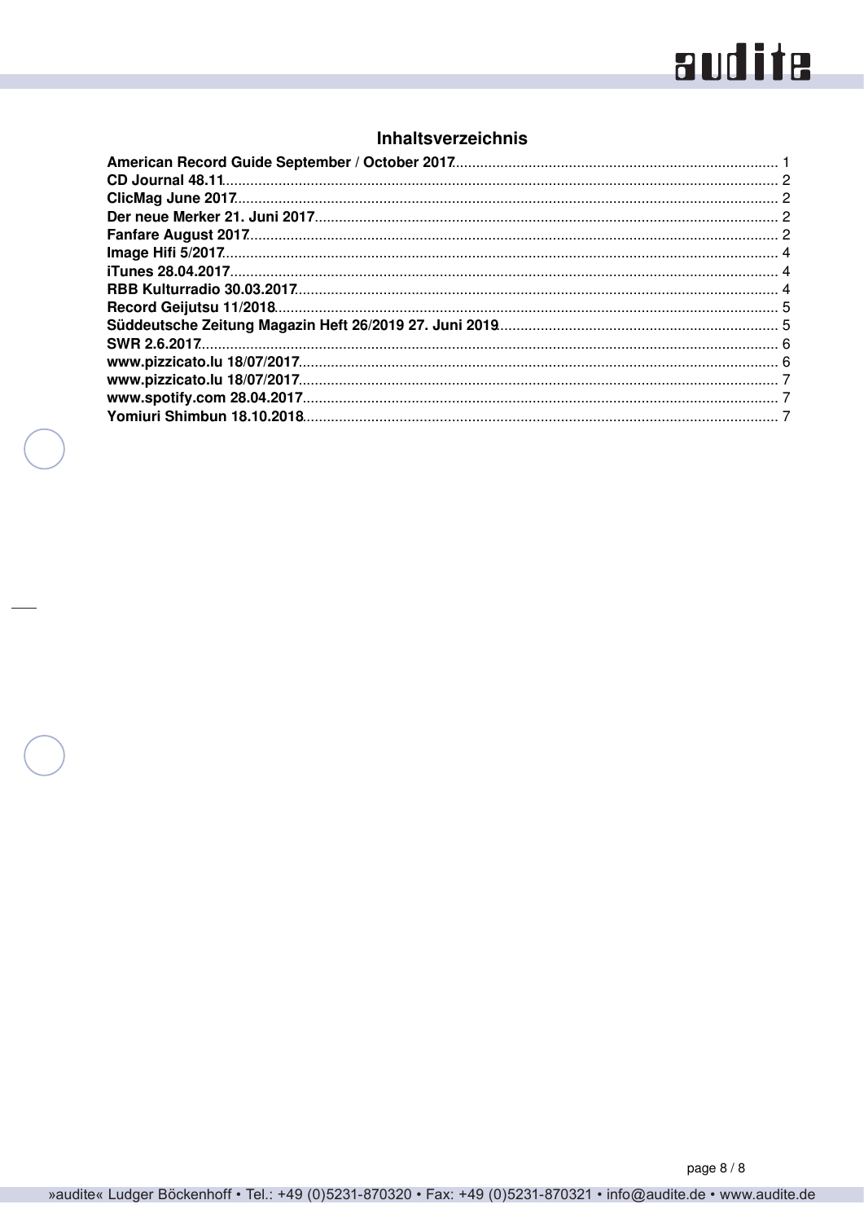## Inhaltsverzeichnis

**American Record Guide September / October 2017** ........ 1
**CD Journal 48.11** ........ 2
**ClicMag June 2017** ........ 2
**Der neue Merker 21. Juni 2017** ........ 2
**Fanfare August 2017** ........ 2
**Image Hifi 5/2017** ........ 4
**iTunes 28.04.2017** ........ 4
**RBB Kulturradio 30.03.2017** ........ 4
**Record Geijutsu 11/2018** ........ 5
**Süddeutsche Zeitung Magazin Heft 26/2019 27. Juni 2019** ........ 5
**SWR 2.6.2017** ........ 6
**www.pizzicato.lu 18/07/2017** ........ 6
**www.pizzicato.lu 18/07/2017** ........ 7
**www.spotify.com 28.04.2017** ........ 7
**Yomiuri Shimbun 18.10.2018** ........ 7